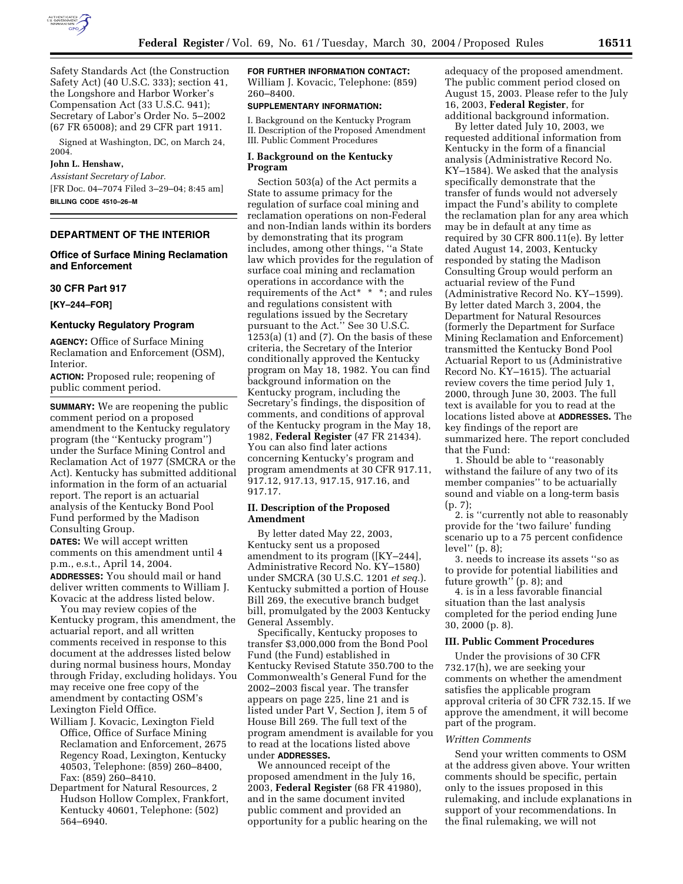Safety Standards Act (the Construction Safety Act) (40 U.S.C. 333); section 41, the Longshore and Harbor Worker's Compensation Act (33 U.S.C. 941); Secretary of Labor's Order No. 5–2002 (67 FR 65008); and 29 CFR part 1911.

Signed at Washington, DC, on March 24, 2004.

**John L. Henshaw,**

*Assistant Secretary of Labor.*

[FR Doc. 04–7074 Filed 3–29–04; 8:45 am]

**BILLING CODE 4510–26–M**

## DEPARTMENT OF THE INTERIOR

### Office of Surface Mining Reclamation and Enforcement

### 30 CFR Part 917

**[KY–244–FOR]**

### Kentucky Regulatory Program

**AGENCY:** Office of Surface Mining Reclamation and Enforcement (OSM), Interior.

**ACTION:** Proposed rule; reopening of public comment period.

**SUMMARY:** We are reopening the public comment period on a proposed amendment to the Kentucky regulatory program (the ''Kentucky program'') under the Surface Mining Control and Reclamation Act of 1977 (SMCRA or the Act). Kentucky has submitted additional information in the form of an actuarial report. The report is an actuarial analysis of the Kentucky Bond Pool Fund performed by the Madison Consulting Group.

**DATES:** We will accept written comments on this amendment until 4 p.m., e.s.t., April 14, 2004.

**ADDRESSES:** You should mail or hand deliver written comments to William J. Kovacic at the address listed below.

You may review copies of the Kentucky program, this amendment, the actuarial report, and all written comments received in response to this document at the addresses listed below during normal business hours, Monday through Friday, excluding holidays. You may receive one free copy of the amendment by contacting OSM's Lexington Field Office.

William J. Kovacic, Lexington Field Office, Office of Surface Mining Reclamation and Enforcement, 2675 Regency Road, Lexington, Kentucky 40503, Telephone: (859) 260–8400, Fax: (859) 260–8410.

Department for Natural Resources, 2 Hudson Hollow Complex, Frankfort, Kentucky 40601, Telephone: (502) 564–6940.

**FOR FURTHER INFORMATION CONTACT:** William J. Kovacic, Telephone: (859) 260–8400.

**SUPPLEMENTARY INFORMATION:**

I. Background on the Kentucky Program
II. Description of the Proposed Amendment
III. Public Comment Procedures

### I. Background on the Kentucky Program

Section 503(a) of the Act permits a State to assume primacy for the regulation of surface coal mining and reclamation operations on non-Federal and non-Indian lands within its borders by demonstrating that its program includes, among other things, ''a State law which provides for the regulation of surface coal mining and reclamation operations in accordance with the requirements of the Act* * *; and rules and regulations consistent with regulations issued by the Secretary pursuant to the Act.'' See 30 U.S.C. 1253(a) (1) and (7). On the basis of these criteria, the Secretary of the Interior conditionally approved the Kentucky program on May 18, 1982. You can find background information on the Kentucky program, including the Secretary's findings, the disposition of comments, and conditions of approval of the Kentucky program in the May 18, 1982, **Federal Register** (47 FR 21434). You can also find later actions concerning Kentucky's program and program amendments at 30 CFR 917.11, 917.12, 917.13, 917.15, 917.16, and 917.17.

### II. Description of the Proposed Amendment

By letter dated May 22, 2003, Kentucky sent us a proposed amendment to its program ([KY–244], Administrative Record No. KY–1580) under SMCRA (30 U.S.C. 1201 *et seq.*). Kentucky submitted a portion of House Bill 269, the executive branch budget bill, promulgated by the 2003 Kentucky General Assembly.

Specifically, Kentucky proposes to transfer $3,000,000 from the Bond Pool Fund (the Fund) established in Kentucky Revised Statute 350.700 to the Commonwealth's General Fund for the 2002–2003 fiscal year. The transfer appears on page 225, line 21 and is listed under Part V, Section J, item 5 of House Bill 269. The full text of the program amendment is available for you to read at the locations listed above under **ADDRESSES.**

We announced receipt of the proposed amendment in the July 16, 2003, **Federal Register** (68 FR 41980), and in the same document invited public comment and provided an opportunity for a public hearing on the adequacy of the proposed amendment. The public comment period closed on August 15, 2003. Please refer to the July 16, 2003, **Federal Register**, for additional background information.

By letter dated July 10, 2003, we requested additional information from Kentucky in the form of a financial analysis (Administrative Record No. KY–1584). We asked that the analysis specifically demonstrate that the transfer of funds would not adversely impact the Fund's ability to complete the reclamation plan for any area which may be in default at any time as required by 30 CFR 800.11(e). By letter dated August 14, 2003, Kentucky responded by stating the Madison Consulting Group would perform an actuarial review of the Fund (Administrative Record No. KY–1599). By letter dated March 3, 2004, the Department for Natural Resources (formerly the Department for Surface Mining Reclamation and Enforcement) transmitted the Kentucky Bond Pool Actuarial Report to us (Administrative Record No. KY–1615). The actuarial review covers the time period July 1, 2000, through June 30, 2003. The full text is available for you to read at the locations listed above at **ADDRESSES.** The key findings of the report are summarized here. The report concluded that the Fund:

1. Should be able to ''reasonably withstand the failure of any two of its member companies'' to be actuarially sound and viable on a long-term basis (p. 7);

2. is ''currently not able to reasonably provide for the 'two failure' funding scenario up to a 75 percent confidence level'' (p. 8);

3. needs to increase its assets ''so as to provide for potential liabilities and future growth'' (p. 8); and

4. is in a less favorable financial situation than the last analysis completed for the period ending June 30, 2000 (p. 8).

### III. Public Comment Procedures

Under the provisions of 30 CFR 732.17(h), we are seeking your comments on whether the amendment satisfies the applicable program approval criteria of 30 CFR 732.15. If we approve the amendment, it will become part of the program.

*Written Comments*

Send your written comments to OSM at the address given above. Your written comments should be specific, pertain only to the issues proposed in this rulemaking, and include explanations in support of your recommendations. In the final rulemaking, we will not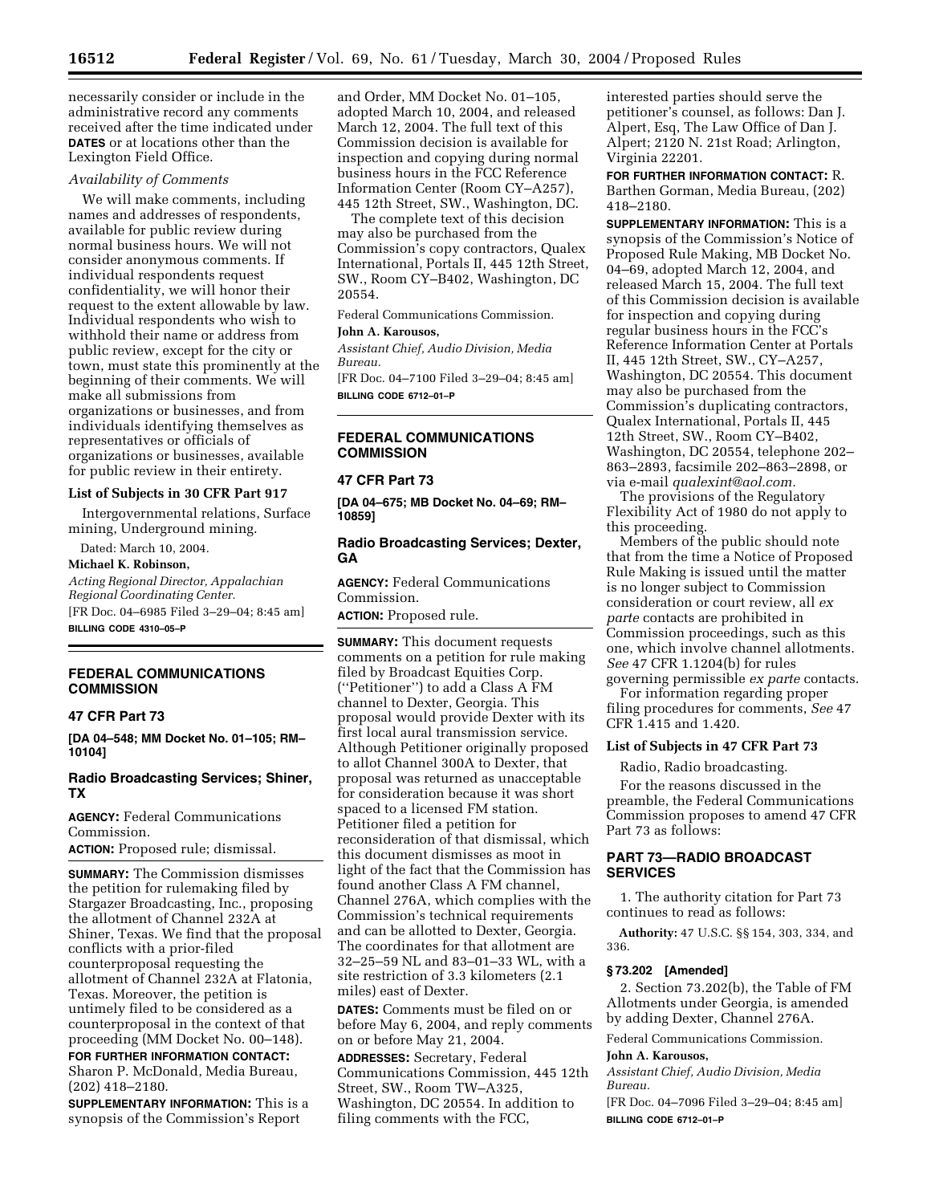necessarily consider or include in the administrative record any comments received after the time indicated under **DATES** or at locations other than the Lexington Field Office.

*Availability of Comments*

We will make comments, including names and addresses of respondents, available for public review during normal business hours. We will not consider anonymous comments. If individual respondents request confidentiality, we will honor their request to the extent allowable by law. Individual respondents who wish to withhold their name or address from public review, except for the city or town, must state this prominently at the beginning of their comments. We will make all submissions from organizations or businesses, and from individuals identifying themselves as representatives or officials of organizations or businesses, available for public review in their entirety.

**List of Subjects in 30 CFR Part 917**

Intergovernmental relations, Surface mining, Underground mining.

Dated: March 10, 2004.

**Michael K. Robinson,**

*Acting Regional Director, Appalachian Regional Coordinating Center.*

[FR Doc. 04–6985 Filed 3–29–04; 8:45 am]

**BILLING CODE 4310–05–P**

---

## FEDERAL COMMUNICATIONS COMMISSION

### 47 CFR Part 73

**[DA 04–548; MM Docket No. 01–105; RM–10104]**

### Radio Broadcasting Services; Shiner, TX

**AGENCY:** Federal Communications Commission.

**ACTION:** Proposed rule; dismissal.

**SUMMARY:** The Commission dismisses the petition for rulemaking filed by Stargazer Broadcasting, Inc., proposing the allotment of Channel 232A at Shiner, Texas. We find that the proposal conflicts with a prior-filed counterproposal requesting the allotment of Channel 232A at Flatonia, Texas. Moreover, the petition is untimely filed to be considered as a counterproposal in the context of that proceeding (MM Docket No. 00–148).

**FOR FURTHER INFORMATION CONTACT:** Sharon P. McDonald, Media Bureau, (202) 418–2180.

**SUPPLEMENTARY INFORMATION:** This is a synopsis of the Commission's Report and Order, MM Docket No. 01–105, adopted March 10, 2004, and released March 12, 2004. The full text of this Commission decision is available for inspection and copying during normal business hours in the FCC Reference Information Center (Room CY–A257), 445 12th Street, SW., Washington, DC.

The complete text of this decision may also be purchased from the Commission's copy contractors, Qualex International, Portals II, 445 12th Street, SW., Room CY–B402, Washington, DC 20554.

Federal Communications Commission.

**John A. Karousos,**

*Assistant Chief, Audio Division, Media Bureau.*

[FR Doc. 04–7100 Filed 3–29–04; 8:45 am]

**BILLING CODE 6712–01–P**

---

## FEDERAL COMMUNICATIONS COMMISSION

### 47 CFR Part 73

**[DA 04–675; MB Docket No. 04–69; RM–10859]**

### Radio Broadcasting Services; Dexter, GA

**AGENCY:** Federal Communications Commission.

**ACTION:** Proposed rule.

**SUMMARY:** This document requests comments on a petition for rule making filed by Broadcast Equities Corp. (''Petitioner'') to add a Class A FM channel to Dexter, Georgia. This proposal would provide Dexter with its first local aural transmission service. Although Petitioner originally proposed to allot Channel 300A to Dexter, that proposal was returned as unacceptable for consideration because it was short spaced to a licensed FM station. Petitioner filed a petition for reconsideration of that dismissal, which this document dismisses as moot in light of the fact that the Commission has found another Class A FM channel, Channel 276A, which complies with the Commission's technical requirements and can be allotted to Dexter, Georgia. The coordinates for that allotment are 32–25–59 NL and 83–01–33 WL, with a site restriction of 3.3 kilometers (2.1 miles) east of Dexter.

**DATES:** Comments must be filed on or before May 6, 2004, and reply comments on or before May 21, 2004.

**ADDRESSES:** Secretary, Federal Communications Commission, 445 12th Street, SW., Room TW–A325, Washington, DC 20554. In addition to filing comments with the FCC, interested parties should serve the petitioner's counsel, as follows: Dan J. Alpert, Esq, The Law Office of Dan J. Alpert; 2120 N. 21st Road; Arlington, Virginia 22201.

**FOR FURTHER INFORMATION CONTACT:** R. Barthen Gorman, Media Bureau, (202) 418–2180.

**SUPPLEMENTARY INFORMATION:** This is a synopsis of the Commission's Notice of Proposed Rule Making, MB Docket No. 04–69, adopted March 12, 2004, and released March 15, 2004. The full text of this Commission decision is available for inspection and copying during regular business hours in the FCC's Reference Information Center at Portals II, 445 12th Street, SW., CY–A257, Washington, DC 20554. This document may also be purchased from the Commission's duplicating contractors, Qualex International, Portals II, 445 12th Street, SW., Room CY–B402, Washington, DC 20554, telephone 202–863–2893, facsimile 202–863–2898, or via e-mail *qualexint@aol.com.*

The provisions of the Regulatory Flexibility Act of 1980 do not apply to this proceeding.

Members of the public should note that from the time a Notice of Proposed Rule Making is issued until the matter is no longer subject to Commission consideration or court review, all *ex parte* contacts are prohibited in Commission proceedings, such as this one, which involve channel allotments. *See* 47 CFR 1.1204(b) for rules governing permissible *ex parte* contacts.

For information regarding proper filing procedures for comments, *See* 47 CFR 1.415 and 1.420.

**List of Subjects in 47 CFR Part 73**

Radio, Radio broadcasting.

For the reasons discussed in the preamble, the Federal Communications Commission proposes to amend 47 CFR Part 73 as follows:

### PART 73—RADIO BROADCAST SERVICES

1. The authority citation for Part 73 continues to read as follows:

**Authority:** 47 U.S.C. §§ 154, 303, 334, and 336.

**§ 73.202 [Amended]**

2. Section 73.202(b), the Table of FM Allotments under Georgia, is amended by adding Dexter, Channel 276A.

Federal Communications Commission.

**John A. Karousos,**

*Assistant Chief, Audio Division, Media Bureau.*

[FR Doc. 04–7096 Filed 3–29–04; 8:45 am]

**BILLING CODE 6712–01–P**